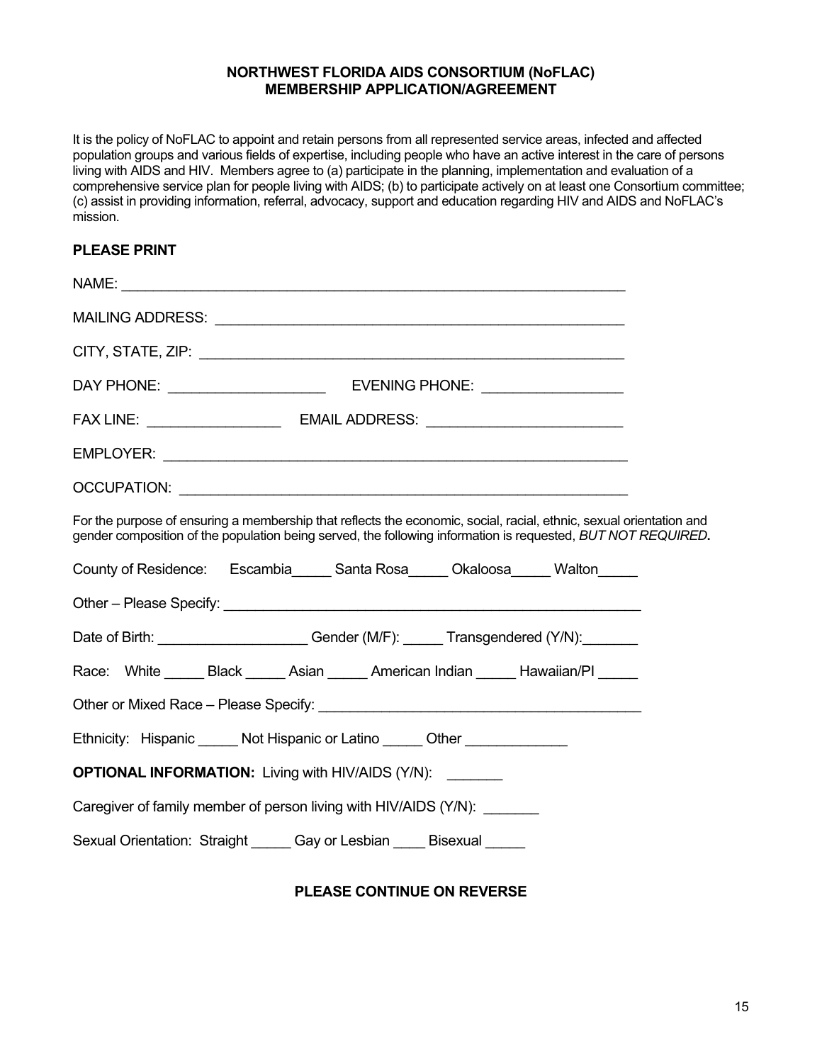**NORTHWEST FLORIDA AIDS CONSORTIUM (NoFLAC)**
**MEMBERSHIP APPLICATION/AGREEMENT**

It is the policy of NoFLAC to appoint and retain persons from all represented service areas, infected and affected population groups and various fields of expertise, including people who have an active interest in the care of persons living with AIDS and HIV. Members agree to (a) participate in the planning, implementation and evaluation of a comprehensive service plan for people living with AIDS; (b) to participate actively on at least one Consortium committee; (c) assist in providing information, referral, advocacy, support and education regarding HIV and AIDS and NoFLAC's mission.

**PLEASE PRINT**

NAME: ___________________________________________________________________

MAILING ADDRESS: ________________________________________________________

CITY, STATE, ZIP: _________________________________________________________

DAY PHONE: ____________________ EVENING PHONE: __________________

FAX LINE: _________________ EMAIL ADDRESS: _________________________

EMPLOYER: ______________________________________________________________

OCCUPATION: ____________________________________________________________

For the purpose of ensuring a membership that reflects the economic, social, racial, ethnic, sexual orientation and gender composition of the population being served, the following information is requested, ***BUT NOT REQUIRED.***

County of Residence: Escambia_____ Santa Rosa_____ Okaloosa_____ Walton_____

Other – Please Specify: ______________________________________________________

Date of Birth: ___________________ Gender (M/F): _____ Transgendered (Y/N):_______

Race: White _____ Black _____ Asian _____ American Indian _____ Hawaiian/PI _____

Other or Mixed Race – Please Specify: ___________________________________________

Ethnicity: Hispanic _____ Not Hispanic or Latino _____ Other _____________

**OPTIONAL INFORMATION:** Living with HIV/AIDS (Y/N): _______

Caregiver of family member of person living with HIV/AIDS (Y/N): _______

Sexual Orientation: Straight _____ Gay or Lesbian ____ Bisexual _____

**PLEASE CONTINUE ON REVERSE**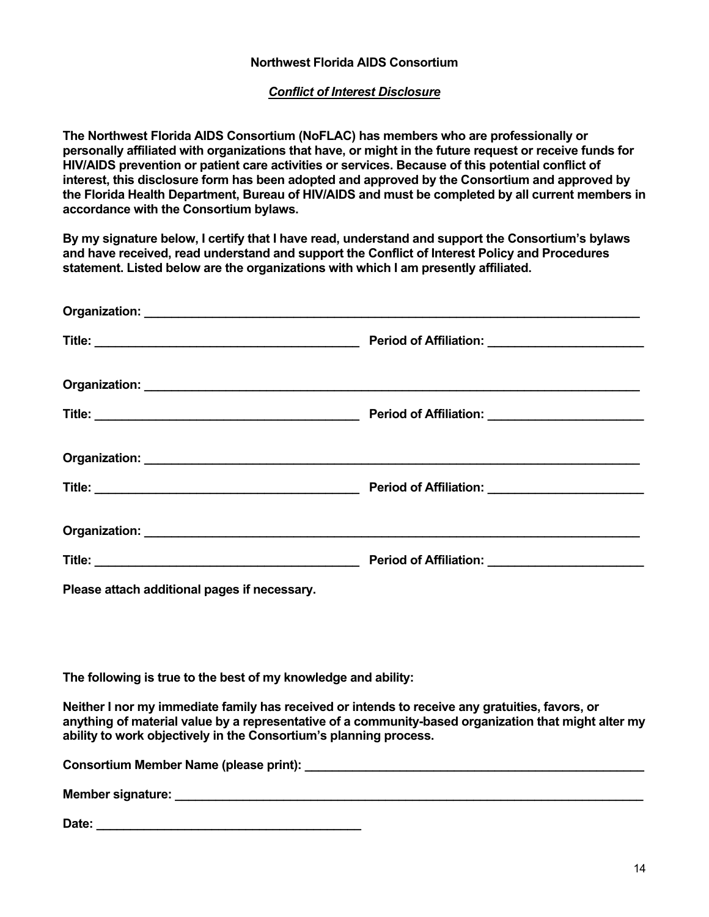**Northwest Florida AIDS Consortium**

***Conflict of Interest Disclosure***

**The Northwest Florida AIDS Consortium (NoFLAC) has members who are professionally or personally affiliated with organizations that have, or might in the future request or receive funds for HIV/AIDS prevention or patient care activities or services. Because of this potential conflict of interest, this disclosure form has been adopted and approved by the Consortium and approved by the Florida Health Department, Bureau of HIV/AIDS and must be completed by all current members in accordance with the Consortium bylaws.**

**By my signature below, I certify that I have read, understand and support the Consortium's bylaws and have received, read understand and support the Conflict of Interest Policy and Procedures statement. Listed below are the organizations with which I am presently affiliated.**

**Organization:** ____________________________________________________________

**Title:** ______________________________ **Period of Affiliation:** ____________________

**Organization:** ____________________________________________________________

**Title:** ______________________________ **Period of Affiliation:** ____________________

**Organization:** ____________________________________________________________

**Title:** ______________________________ **Period of Affiliation:** ____________________

**Organization:** ____________________________________________________________

**Title:** ______________________________ **Period of Affiliation:** ____________________

**Please attach additional pages if necessary.**

**The following is true to the best of my knowledge and ability:**

**Neither I nor my immediate family has received or intends to receive any gratuities, favors, or anything of material value by a representative of a community-based organization that might alter my ability to work objectively in the Consortium's planning process.**

**Consortium Member Name (please print):** ________________________________________

**Member signature:** ________________________________________________________

**Date:** ______________________________